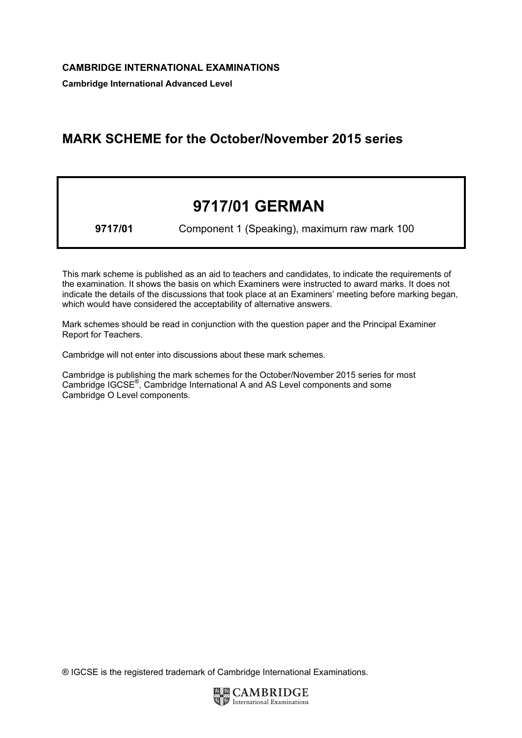**CAMBRIDGE INTERNATIONAL EXAMINATIONS**

**Cambridge International Advanced Level**

## MARK SCHEME for the October/November 2015 series

# 9717/01 GERMAN

**9717/01** Component 1 (Speaking), maximum raw mark 100

This mark scheme is published as an aid to teachers and candidates, to indicate the requirements of the examination. It shows the basis on which Examiners were instructed to award marks. It does not indicate the details of the discussions that took place at an Examiners' meeting before marking began, which would have considered the acceptability of alternative answers.

Mark schemes should be read in conjunction with the question paper and the Principal Examiner Report for Teachers.

Cambridge will not enter into discussions about these mark schemes.

Cambridge is publishing the mark schemes for the October/November 2015 series for most Cambridge IGCSE®, Cambridge International A and AS Level components and some Cambridge O Level components.

® IGCSE is the registered trademark of Cambridge International Examinations.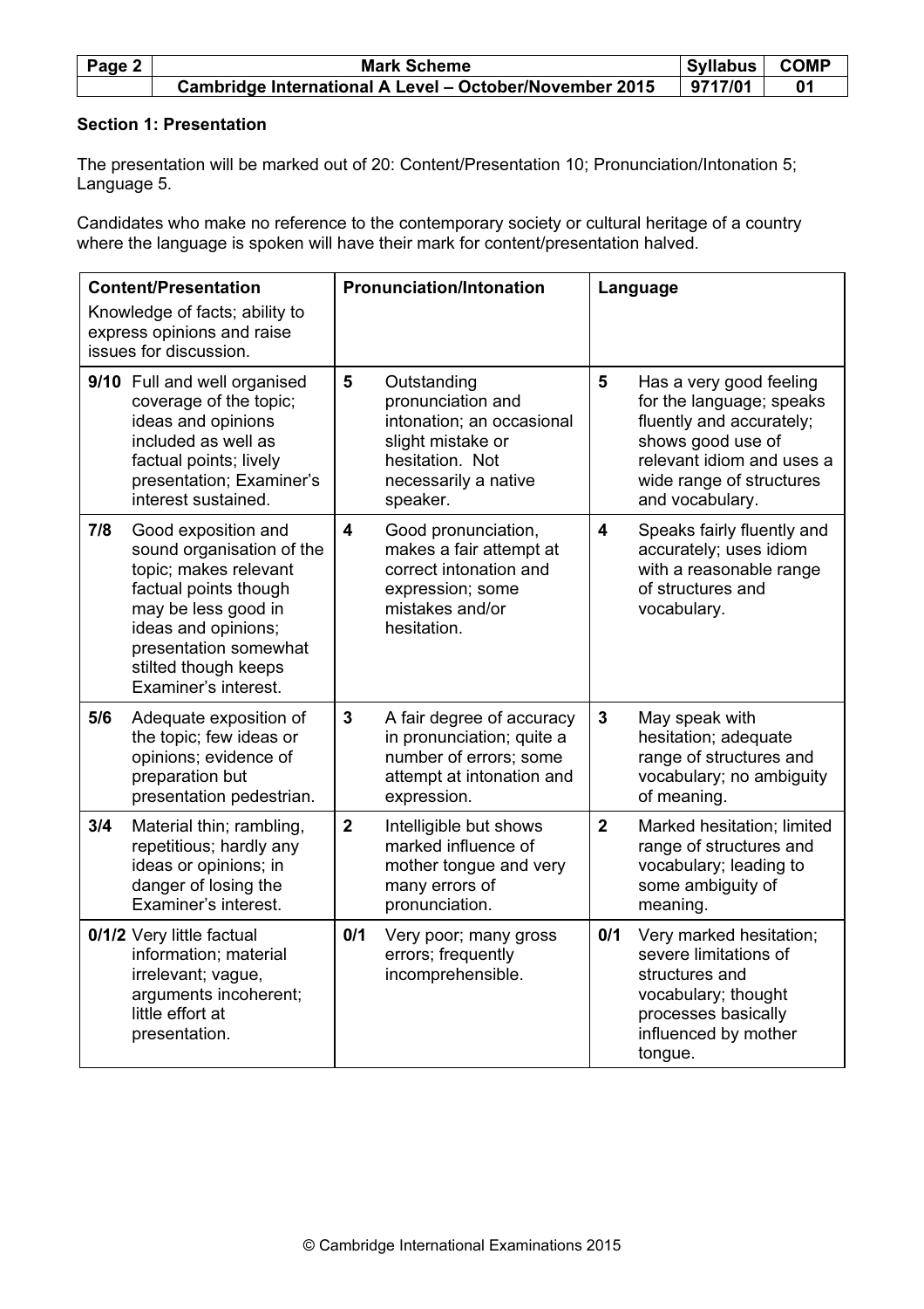## Section 1: Presentation

The presentation will be marked out of 20: Content/Presentation 10; Pronunciation/Intonation 5; Language 5.

Candidates who make no reference to the contemporary society or cultural heritage of a country where the language is spoken will have their mark for content/presentation halved.

| **Content/Presentation** Knowledge of facts; ability to express opinions and raise issues for discussion. | | **Pronunciation/Intonation** | | **Language** | |
|---|---|---|---|---|---|
| **9/10** | Full and well organised coverage of the topic; ideas and opinions included as well as factual points; lively presentation; Examiner's interest sustained. | **5** | Outstanding pronunciation and intonation; an occasional slight mistake or hesitation. Not necessarily a native speaker. | **5** | Has a very good feeling for the language; speaks fluently and accurately; shows good use of relevant idiom and uses a wide range of structures and vocabulary. |
| **7/8** | Good exposition and sound organisation of the topic; makes relevant factual points though may be less good in ideas and opinions; presentation somewhat stilted though keeps Examiner's interest. | **4** | Good pronunciation, makes a fair attempt at correct intonation and expression; some mistakes and/or hesitation. | **4** | Speaks fairly fluently and accurately; uses idiom with a reasonable range of structures and vocabulary. |
| **5/6** | Adequate exposition of the topic; few ideas or opinions; evidence of preparation but presentation pedestrian. | **3** | A fair degree of accuracy in pronunciation; quite a number of errors; some attempt at intonation and expression. | **3** | May speak with hesitation; adequate range of structures and vocabulary; no ambiguity of meaning. |
| **3/4** | Material thin; rambling, repetitious; hardly any ideas or opinions; in danger of losing the Examiner's interest. | **2** | Intelligible but shows marked influence of mother tongue and very many errors of pronunciation. | **2** | Marked hesitation; limited range of structures and vocabulary; leading to some ambiguity of meaning. |
| **0/1/2** | Very little factual information; material irrelevant; vague, arguments incoherent; little effort at presentation. | **0/1** | Very poor; many gross errors; frequently incomprehensible. | **0/1** | Very marked hesitation; severe limitations of structures and vocabulary; thought processes basically influenced by mother tongue. |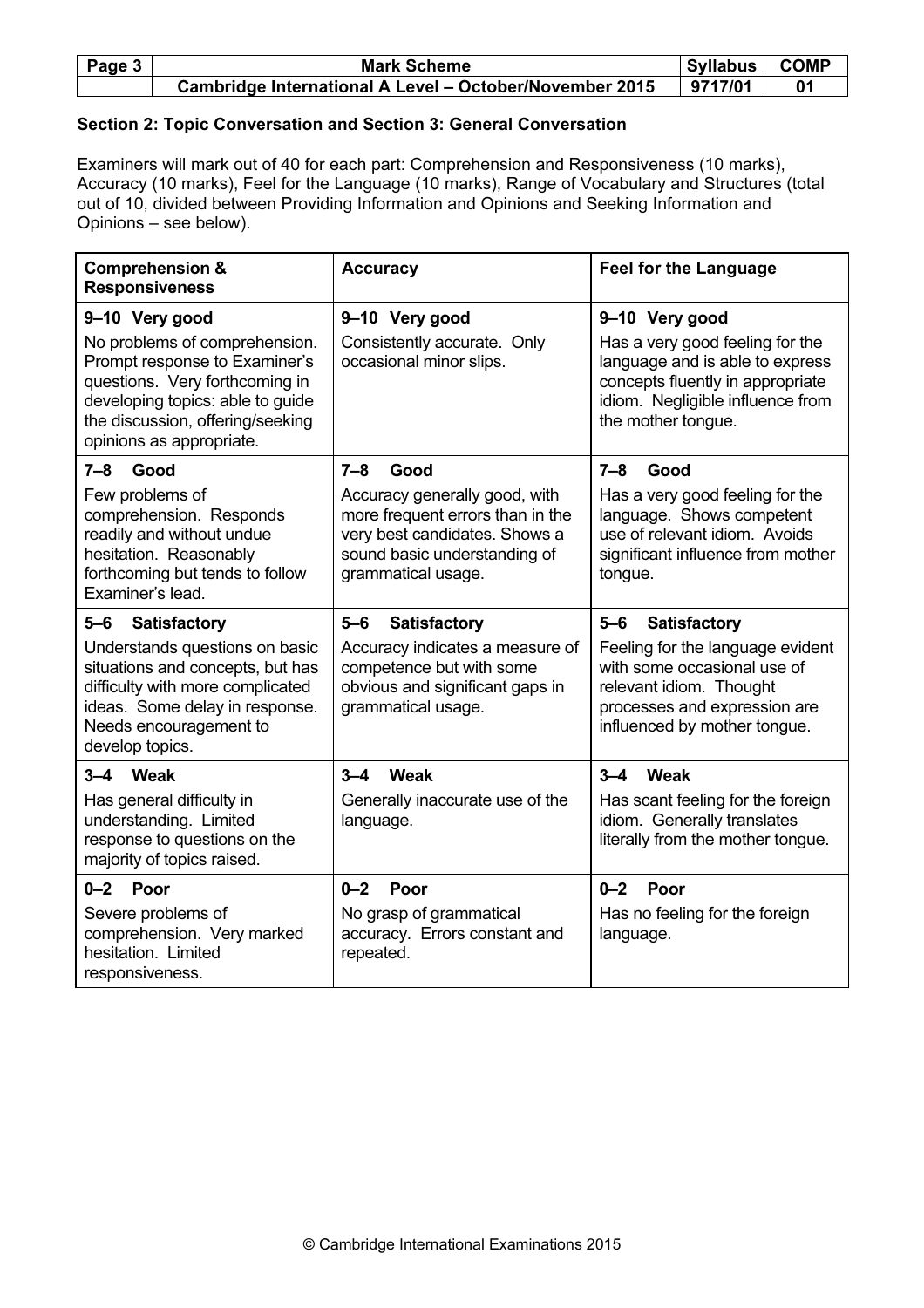**Section 2: Topic Conversation and Section 3: General Conversation**

Examiners will mark out of 40 for each part: Comprehension and Responsiveness (10 marks), Accuracy (10 marks), Feel for the Language (10 marks), Range of Vocabulary and Structures (total out of 10, divided between Providing Information and Opinions and Seeking Information and Opinions – see below).

| Comprehension & Responsiveness | Accuracy | Feel for the Language |
|---|---|---|
| **9–10 Very good**<br>No problems of comprehension. Prompt response to Examiner's questions. Very forthcoming in developing topics: able to guide the discussion, offering/seeking opinions as appropriate. | **9–10 Very good**<br>Consistently accurate. Only occasional minor slips. | **9–10 Very good**<br>Has a very good feeling for the language and is able to express concepts fluently in appropriate idiom. Negligible influence from the mother tongue. |
| **7–8 Good**<br>Few problems of comprehension. Responds readily and without undue hesitation. Reasonably forthcoming but tends to follow Examiner's lead. | **7–8 Good**<br>Accuracy generally good, with more frequent errors than in the very best candidates. Shows a sound basic understanding of grammatical usage. | **7–8 Good**<br>Has a very good feeling for the language. Shows competent use of relevant idiom. Avoids significant influence from mother tongue. |
| **5–6 Satisfactory**<br>Understands questions on basic situations and concepts, but has difficulty with more complicated ideas. Some delay in response. Needs encouragement to develop topics. | **5–6 Satisfactory**<br>Accuracy indicates a measure of competence but with some obvious and significant gaps in grammatical usage. | **5–6 Satisfactory**<br>Feeling for the language evident with some occasional use of relevant idiom. Thought processes and expression are influenced by mother tongue. |
| **3–4 Weak**<br>Has general difficulty in understanding. Limited response to questions on the majority of topics raised. | **3–4 Weak**<br>Generally inaccurate use of the language. | **3–4 Weak**<br>Has scant feeling for the foreign idiom. Generally translates literally from the mother tongue. |
| **0–2 Poor**<br>Severe problems of comprehension. Very marked hesitation. Limited responsiveness. | **0–2 Poor**<br>No grasp of grammatical accuracy. Errors constant and repeated. | **0–2 Poor**<br>Has no feeling for the foreign language. |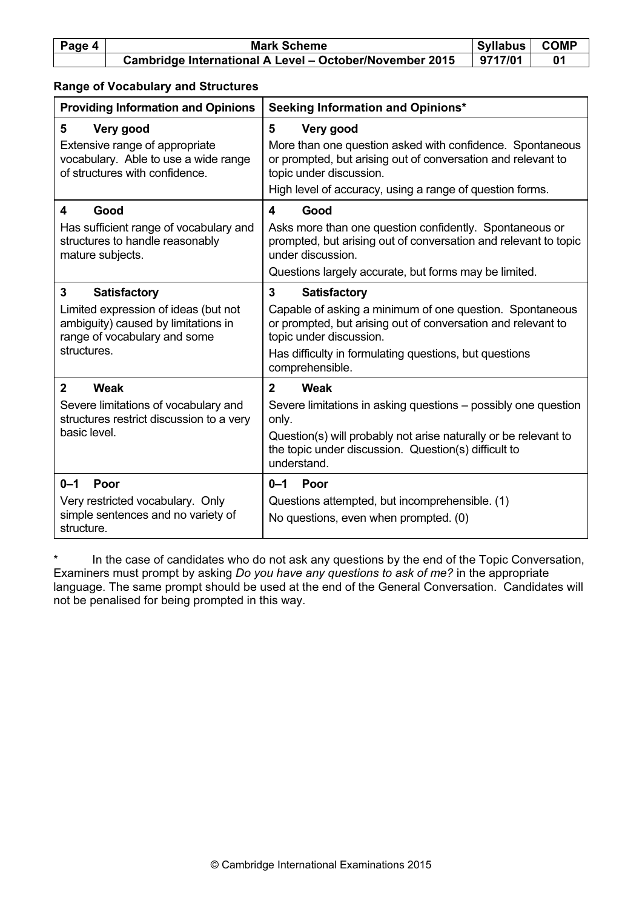**Range of Vocabulary and Structures**

| Providing Information and Opinions | Seeking Information and Opinions* |
|---|---|
| **5 Very good**<br>Extensive range of appropriate vocabulary. Able to use a wide range of structures with confidence. | **5 Very good**<br>More than one question asked with confidence. Spontaneous or prompted, but arising out of conversation and relevant to topic under discussion.<br>High level of accuracy, using a range of question forms. |
| **4 Good**<br>Has sufficient range of vocabulary and structures to handle reasonably mature subjects. | **4 Good**<br>Asks more than one question confidently. Spontaneous or prompted, but arising out of conversation and relevant to topic under discussion.<br>Questions largely accurate, but forms may be limited. |
| **3 Satisfactory**<br>Limited expression of ideas (but not ambiguity) caused by limitations in range of vocabulary and some structures. | **3 Satisfactory**<br>Capable of asking a minimum of one question. Spontaneous or prompted, but arising out of conversation and relevant to topic under discussion.<br>Has difficulty in formulating questions, but questions comprehensible. |
| **2 Weak**<br>Severe limitations of vocabulary and structures restrict discussion to a very basic level. | **2 Weak**<br>Severe limitations in asking questions – possibly one question only.<br>Question(s) will probably not arise naturally or be relevant to the topic under discussion. Question(s) difficult to understand. |
| **0–1 Poor**<br>Very restricted vocabulary. Only simple sentences and no variety of structure. | **0–1 Poor**<br>Questions attempted, but incomprehensible. (1)<br>No questions, even when prompted. (0) |

\* In the case of candidates who do not ask any questions by the end of the Topic Conversation, Examiners must prompt by asking *Do you have any questions to ask of me?* in the appropriate language. The same prompt should be used at the end of the General Conversation. Candidates will not be penalised for being prompted in this way.